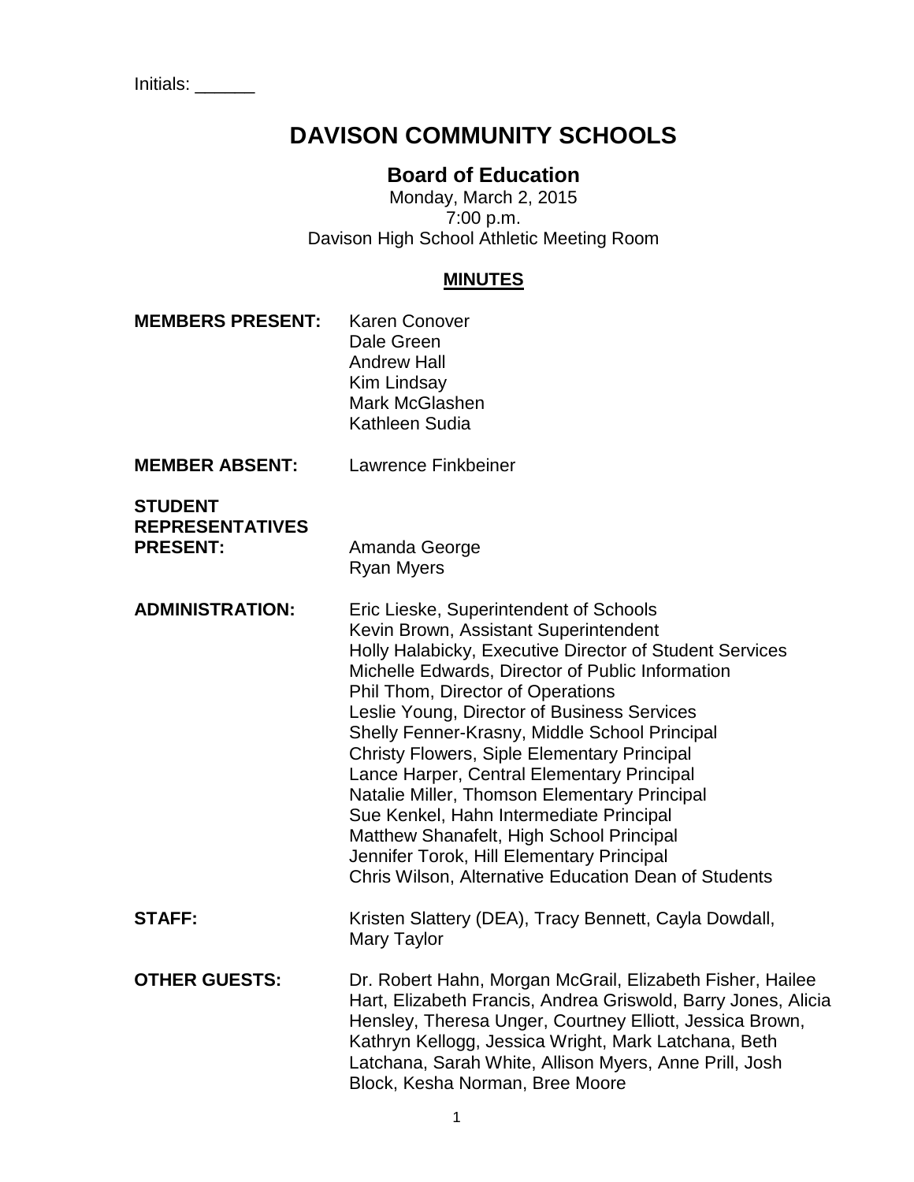Initials: ______

# DAVISON COMMUNITY SCHOOLS

## Board of Education

Monday, March 2, 2015
7:00 p.m.
Davison High School Athletic Meeting Room

**MINUTES**

**MEMBERS PRESENT:** Karen Conover
Dale Green
Andrew Hall
Kim Lindsay
Mark McGlashen
Kathleen Sudia

**MEMBER ABSENT:** Lawrence Finkbeiner

**STUDENT REPRESENTATIVES PRESENT:** Amanda George
Ryan Myers

**ADMINISTRATION:** Eric Lieske, Superintendent of Schools
Kevin Brown, Assistant Superintendent
Holly Halabicky, Executive Director of Student Services
Michelle Edwards, Director of Public Information
Phil Thom, Director of Operations
Leslie Young, Director of Business Services
Shelly Fenner-Krasny, Middle School Principal
Christy Flowers, Siple Elementary Principal
Lance Harper, Central Elementary Principal
Natalie Miller, Thomson Elementary Principal
Sue Kenkel, Hahn Intermediate Principal
Matthew Shanafelt, High School Principal
Jennifer Torok, Hill Elementary Principal
Chris Wilson, Alternative Education Dean of Students

**STAFF:** Kristen Slattery (DEA), Tracy Bennett, Cayla Dowdall, Mary Taylor

**OTHER GUESTS:** Dr. Robert Hahn, Morgan McGrail, Elizabeth Fisher, Hailee Hart, Elizabeth Francis, Andrea Griswold, Barry Jones, Alicia Hensley, Theresa Unger, Courtney Elliott, Jessica Brown, Kathryn Kellogg, Jessica Wright, Mark Latchana, Beth Latchana, Sarah White, Allison Myers, Anne Prill, Josh Block, Kesha Norman, Bree Moore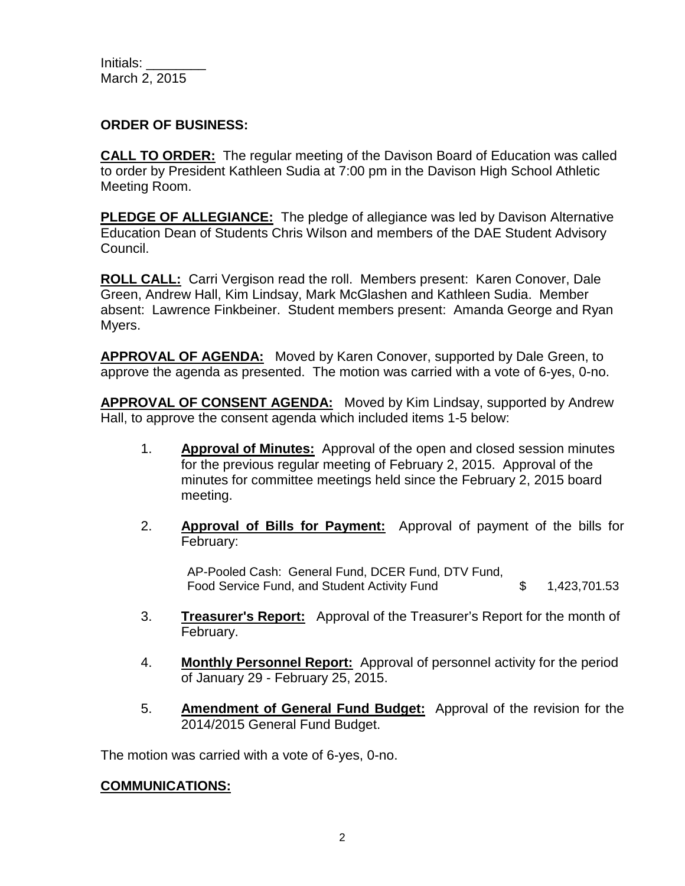Initials: ________
March 2, 2015

**ORDER OF BUSINESS:**

**CALL TO ORDER:** The regular meeting of the Davison Board of Education was called to order by President Kathleen Sudia at 7:00 pm in the Davison High School Athletic Meeting Room.

**PLEDGE OF ALLEGIANCE:** The pledge of allegiance was led by Davison Alternative Education Dean of Students Chris Wilson and members of the DAE Student Advisory Council.

**ROLL CALL:** Carri Vergison read the roll. Members present: Karen Conover, Dale Green, Andrew Hall, Kim Lindsay, Mark McGlashen and Kathleen Sudia. Member absent: Lawrence Finkbeiner. Student members present: Amanda George and Ryan Myers.

**APPROVAL OF AGENDA:** Moved by Karen Conover, supported by Dale Green, to approve the agenda as presented. The motion was carried with a vote of 6-yes, 0-no.

**APPROVAL OF CONSENT AGENDA:** Moved by Kim Lindsay, supported by Andrew Hall, to approve the consent agenda which included items 1-5 below:

1. **Approval of Minutes:** Approval of the open and closed session minutes for the previous regular meeting of February 2, 2015. Approval of the minutes for committee meetings held since the February 2, 2015 board meeting.

2. **Approval of Bills for Payment:** Approval of payment of the bills for February:

   AP-Pooled Cash: General Fund, DCER Fund, DTV Fund, Food Service Fund, and Student Activity Fund $ 1,423,701.53

3. **Treasurer's Report:** Approval of the Treasurer's Report for the month of February.

4. **Monthly Personnel Report:** Approval of personnel activity for the period of January 29 - February 25, 2015.

5. **Amendment of General Fund Budget:** Approval of the revision for the 2014/2015 General Fund Budget.

The motion was carried with a vote of 6-yes, 0-no.

**COMMUNICATIONS:**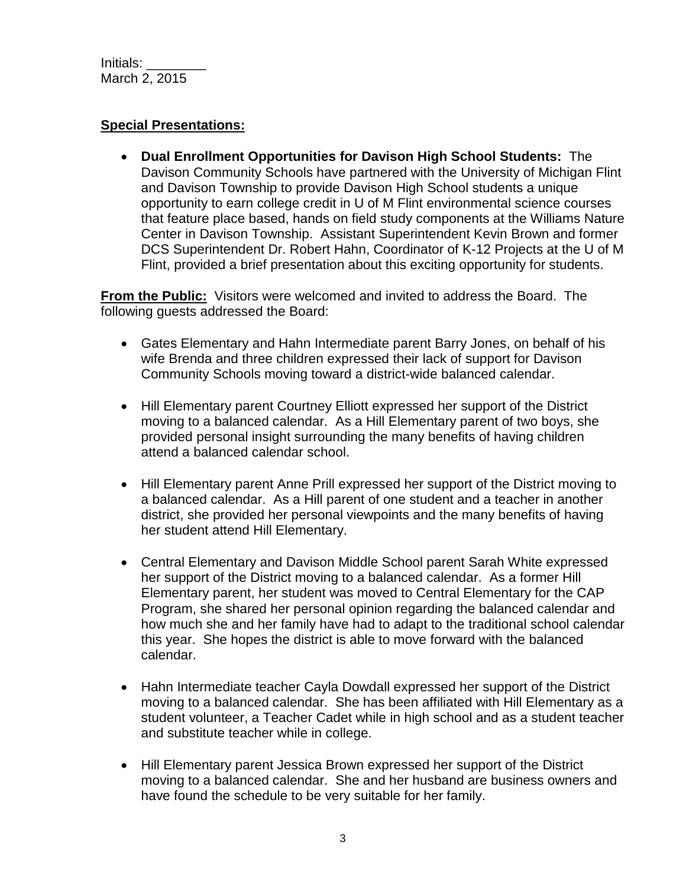Initials: ________
March 2, 2015

**Special Presentations:**

- **Dual Enrollment Opportunities for Davison High School Students:** The Davison Community Schools have partnered with the University of Michigan Flint and Davison Township to provide Davison High School students a unique opportunity to earn college credit in U of M Flint environmental science courses that feature place based, hands on field study components at the Williams Nature Center in Davison Township. Assistant Superintendent Kevin Brown and former DCS Superintendent Dr. Robert Hahn, Coordinator of K-12 Projects at the U of M Flint, provided a brief presentation about this exciting opportunity for students.

**From the Public:** Visitors were welcomed and invited to address the Board. The following guests addressed the Board:

- Gates Elementary and Hahn Intermediate parent Barry Jones, on behalf of his wife Brenda and three children expressed their lack of support for Davison Community Schools moving toward a district-wide balanced calendar.

- Hill Elementary parent Courtney Elliott expressed her support of the District moving to a balanced calendar. As a Hill Elementary parent of two boys, she provided personal insight surrounding the many benefits of having children attend a balanced calendar school.

- Hill Elementary parent Anne Prill expressed her support of the District moving to a balanced calendar. As a Hill parent of one student and a teacher in another district, she provided her personal viewpoints and the many benefits of having her student attend Hill Elementary.

- Central Elementary and Davison Middle School parent Sarah White expressed her support of the District moving to a balanced calendar. As a former Hill Elementary parent, her student was moved to Central Elementary for the CAP Program, she shared her personal opinion regarding the balanced calendar and how much she and her family have had to adapt to the traditional school calendar this year. She hopes the district is able to move forward with the balanced calendar.

- Hahn Intermediate teacher Cayla Dowdall expressed her support of the District moving to a balanced calendar. She has been affiliated with Hill Elementary as a student volunteer, a Teacher Cadet while in high school and as a student teacher and substitute teacher while in college.

- Hill Elementary parent Jessica Brown expressed her support of the District moving to a balanced calendar. She and her husband are business owners and have found the schedule to be very suitable for her family.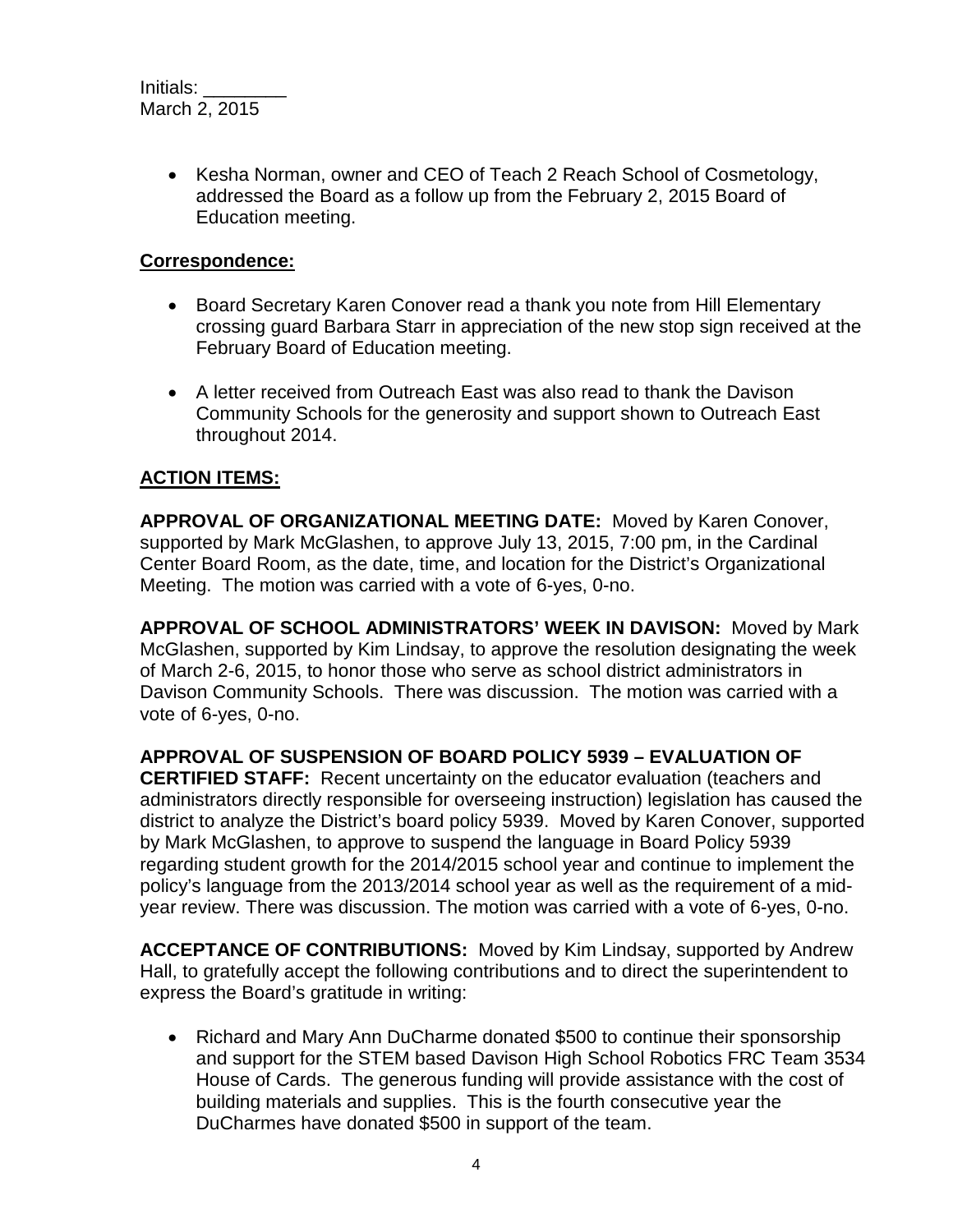Initials: ________
March 2, 2015

- Kesha Norman, owner and CEO of Teach 2 Reach School of Cosmetology, addressed the Board as a follow up from the February 2, 2015 Board of Education meeting.

**Correspondence:**

- Board Secretary Karen Conover read a thank you note from Hill Elementary crossing guard Barbara Starr in appreciation of the new stop sign received at the February Board of Education meeting.

- A letter received from Outreach East was also read to thank the Davison Community Schools for the generosity and support shown to Outreach East throughout 2014.

**ACTION ITEMS:**

**APPROVAL OF ORGANIZATIONAL MEETING DATE:** Moved by Karen Conover, supported by Mark McGlashen, to approve July 13, 2015, 7:00 pm, in the Cardinal Center Board Room, as the date, time, and location for the District's Organizational Meeting. The motion was carried with a vote of 6-yes, 0-no.

**APPROVAL OF SCHOOL ADMINISTRATORS' WEEK IN DAVISON:** Moved by Mark McGlashen, supported by Kim Lindsay, to approve the resolution designating the week of March 2-6, 2015, to honor those who serve as school district administrators in Davison Community Schools. There was discussion. The motion was carried with a vote of 6-yes, 0-no.

**APPROVAL OF SUSPENSION OF BOARD POLICY 5939 – EVALUATION OF CERTIFIED STAFF:** Recent uncertainty on the educator evaluation (teachers and administrators directly responsible for overseeing instruction) legislation has caused the district to analyze the District's board policy 5939. Moved by Karen Conover, supported by Mark McGlashen, to approve to suspend the language in Board Policy 5939 regarding student growth for the 2014/2015 school year and continue to implement the policy's language from the 2013/2014 school year as well as the requirement of a mid-year review. There was discussion. The motion was carried with a vote of 6-yes, 0-no.

**ACCEPTANCE OF CONTRIBUTIONS:** Moved by Kim Lindsay, supported by Andrew Hall, to gratefully accept the following contributions and to direct the superintendent to express the Board's gratitude in writing:

- Richard and Mary Ann DuCharme donated $500 to continue their sponsorship and support for the STEM based Davison High School Robotics FRC Team 3534 House of Cards. The generous funding will provide assistance with the cost of building materials and supplies. This is the fourth consecutive year the DuCharmes have donated $500 in support of the team.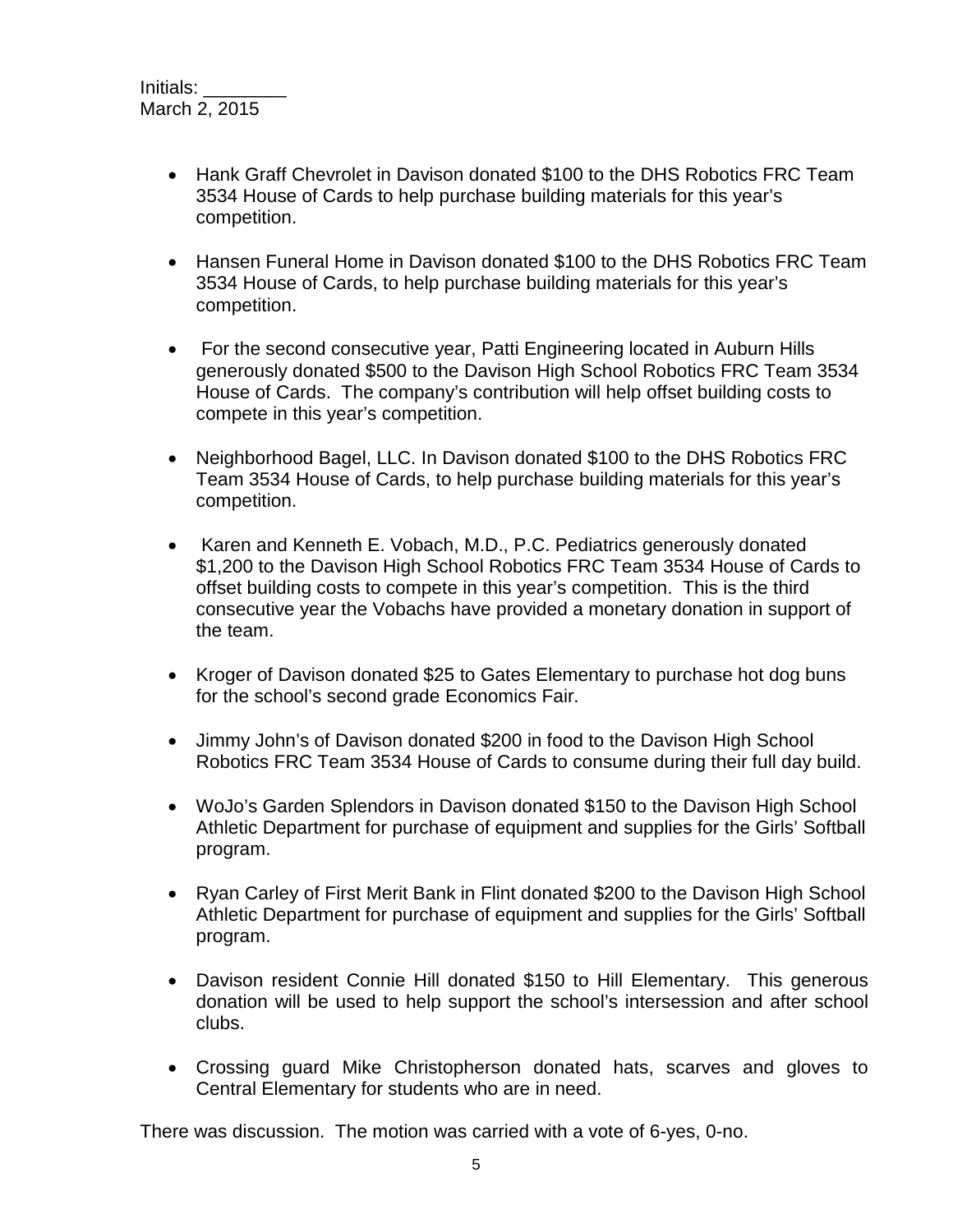Initials: ________
March 2, 2015

- Hank Graff Chevrolet in Davison donated $100 to the DHS Robotics FRC Team 3534 House of Cards to help purchase building materials for this year's competition.

- Hansen Funeral Home in Davison donated $100 to the DHS Robotics FRC Team 3534 House of Cards, to help purchase building materials for this year's competition.

- For the second consecutive year, Patti Engineering located in Auburn Hills generously donated $500 to the Davison High School Robotics FRC Team 3534 House of Cards. The company's contribution will help offset building costs to compete in this year's competition.

- Neighborhood Bagel, LLC. In Davison donated $100 to the DHS Robotics FRC Team 3534 House of Cards, to help purchase building materials for this year's competition.

- Karen and Kenneth E. Vobach, M.D., P.C. Pediatrics generously donated $1,200 to the Davison High School Robotics FRC Team 3534 House of Cards to offset building costs to compete in this year's competition. This is the third consecutive year the Vobachs have provided a monetary donation in support of the team.

- Kroger of Davison donated $25 to Gates Elementary to purchase hot dog buns for the school's second grade Economics Fair.

- Jimmy John's of Davison donated $200 in food to the Davison High School Robotics FRC Team 3534 House of Cards to consume during their full day build.

- WoJo's Garden Splendors in Davison donated $150 to the Davison High School Athletic Department for purchase of equipment and supplies for the Girls' Softball program.

- Ryan Carley of First Merit Bank in Flint donated $200 to the Davison High School Athletic Department for purchase of equipment and supplies for the Girls' Softball program.

- Davison resident Connie Hill donated $150 to Hill Elementary. This generous donation will be used to help support the school's intersession and after school clubs.

- Crossing guard Mike Christopherson donated hats, scarves and gloves to Central Elementary for students who are in need.

There was discussion. The motion was carried with a vote of 6-yes, 0-no.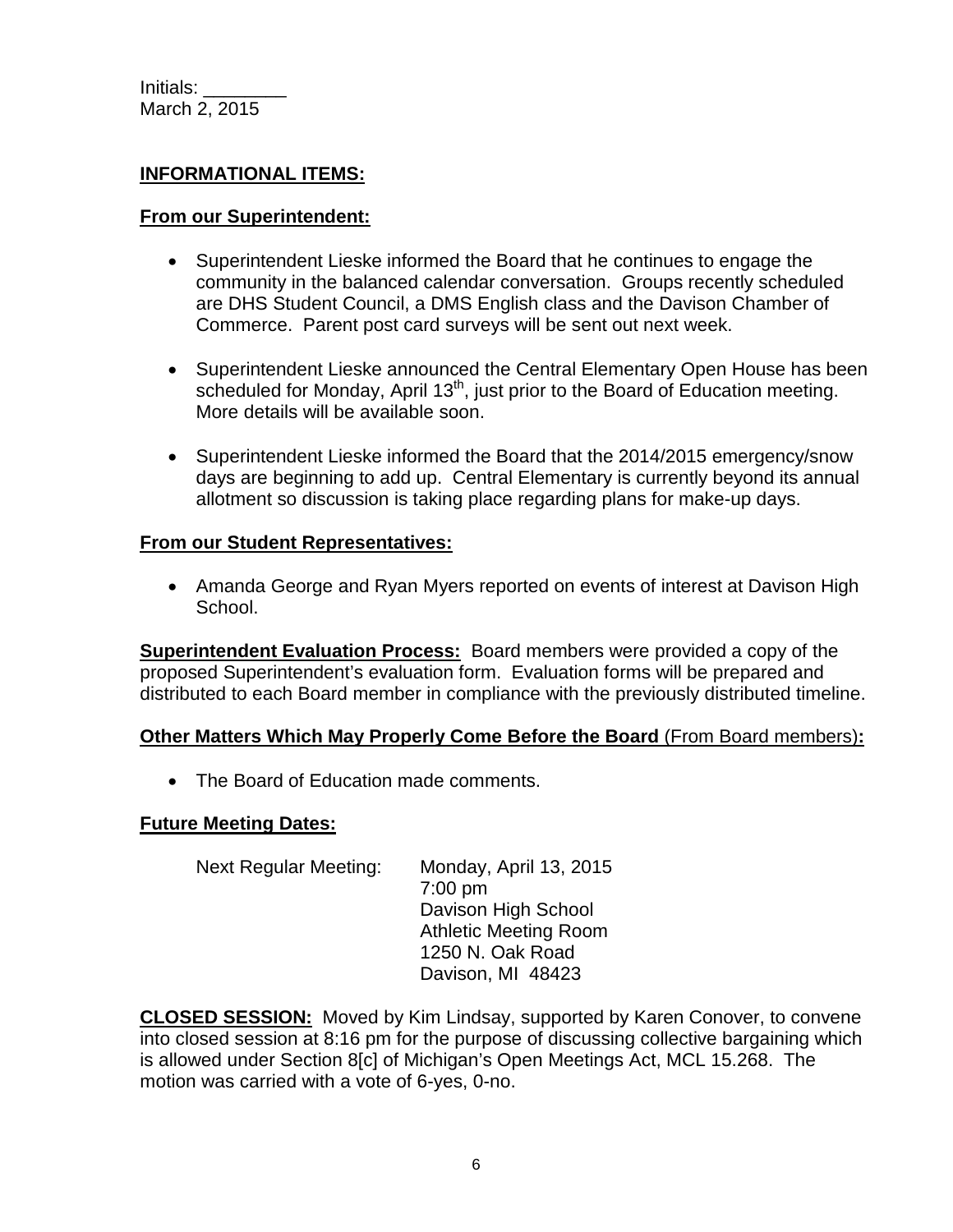Initials: ________
March 2, 2015

**INFORMATIONAL ITEMS:**

**From our Superintendent:**

- Superintendent Lieske informed the Board that he continues to engage the community in the balanced calendar conversation. Groups recently scheduled are DHS Student Council, a DMS English class and the Davison Chamber of Commerce. Parent post card surveys will be sent out next week.
- Superintendent Lieske announced the Central Elementary Open House has been scheduled for Monday, April 13th, just prior to the Board of Education meeting. More details will be available soon.
- Superintendent Lieske informed the Board that the 2014/2015 emergency/snow days are beginning to add up. Central Elementary is currently beyond its annual allotment so discussion is taking place regarding plans for make-up days.

**From our Student Representatives:**

- Amanda George and Ryan Myers reported on events of interest at Davison High School.

**Superintendent Evaluation Process:** Board members were provided a copy of the proposed Superintendent's evaluation form. Evaluation forms will be prepared and distributed to each Board member in compliance with the previously distributed timeline.

**Other Matters Which May Properly Come Before the Board** (From Board members)**:**

- The Board of Education made comments.

**Future Meeting Dates:**

Next Regular Meeting: Monday, April 13, 2015
7:00 pm
Davison High School
Athletic Meeting Room
1250 N. Oak Road
Davison, MI 48423

**CLOSED SESSION:** Moved by Kim Lindsay, supported by Karen Conover, to convene into closed session at 8:16 pm for the purpose of discussing collective bargaining which is allowed under Section 8[c] of Michigan's Open Meetings Act, MCL 15.268. The motion was carried with a vote of 6-yes, 0-no.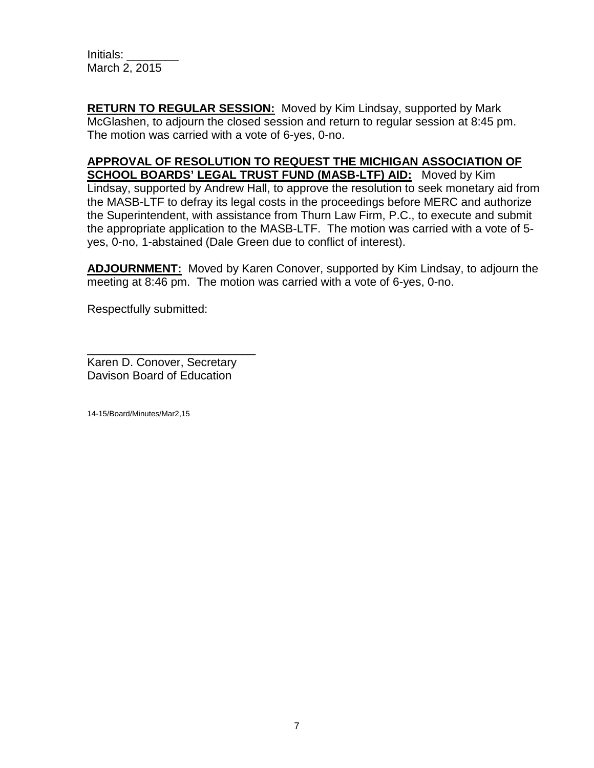Initials: ________
March 2, 2015

**RETURN TO REGULAR SESSION:** Moved by Kim Lindsay, supported by Mark McGlashen, to adjourn the closed session and return to regular session at 8:45 pm. The motion was carried with a vote of 6-yes, 0-no.

**APPROVAL OF RESOLUTION TO REQUEST THE MICHIGAN ASSOCIATION OF SCHOOL BOARDS' LEGAL TRUST FUND (MASB-LTF) AID:** Moved by Kim Lindsay, supported by Andrew Hall, to approve the resolution to seek monetary aid from the MASB-LTF to defray its legal costs in the proceedings before MERC and authorize the Superintendent, with assistance from Thurn Law Firm, P.C., to execute and submit the appropriate application to the MASB-LTF. The motion was carried with a vote of 5-yes, 0-no, 1-abstained (Dale Green due to conflict of interest).

**ADJOURNMENT:** Moved by Karen Conover, supported by Kim Lindsay, to adjourn the meeting at 8:46 pm. The motion was carried with a vote of 6-yes, 0-no.

Respectfully submitted:

___________________________
Karen D. Conover, Secretary
Davison Board of Education

14-15/Board/Minutes/Mar2,15